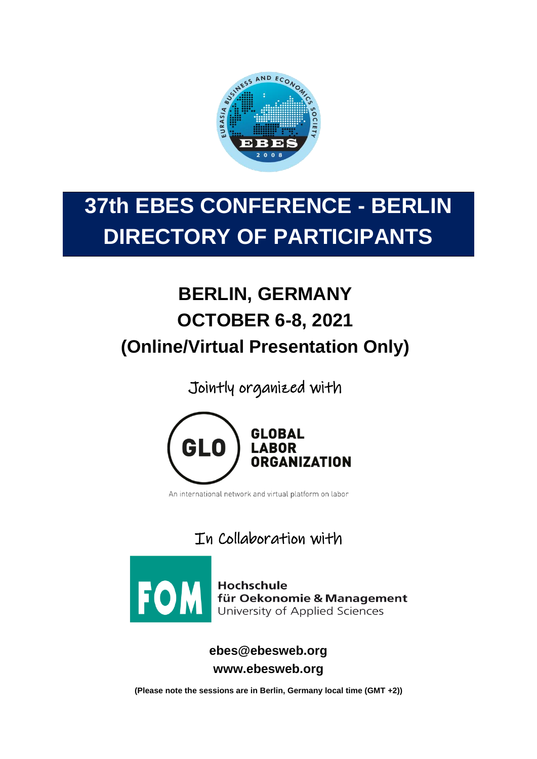# 37th EBES CONFERENCE - BERLIN
# DIRECTORY OF PARTICIPANTS

## BERLIN, GERMANY
## OCTOBER 6-8, 2021
## (Online/Virtual Presentation Only)

Jointly organized with

GLOBAL LABOR ORGANIZATION

An international network and virtual platform on labor

In Collaboration with

FOM Hochschule für Oekonomie & Management University of Applied Sciences

**ebes@ebesweb.org**

**www.ebesweb.org**

**(Please note the sessions are in Berlin, Germany local time (GMT +2))**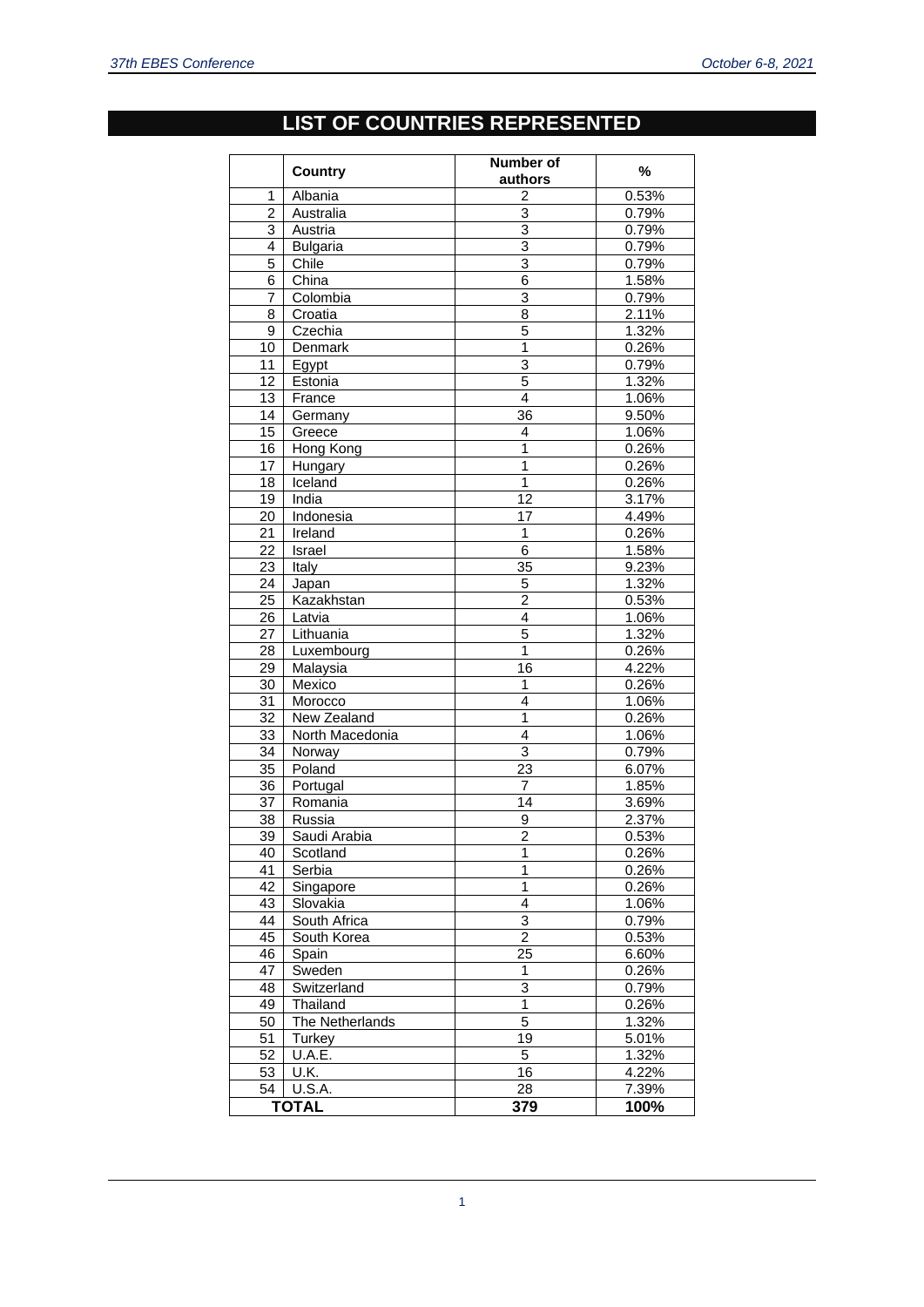# LIST OF COUNTRIES REPRESENTED

| | Country | Number of authors | % |
|---|---|---|---|
| 1 | Albania | 2 | 0.53% |
| 2 | Australia | 3 | 0.79% |
| 3 | Austria | 3 | 0.79% |
| 4 | Bulgaria | 3 | 0.79% |
| 5 | Chile | 3 | 0.79% |
| 6 | China | 6 | 1.58% |
| 7 | Colombia | 3 | 0.79% |
| 8 | Croatia | 8 | 2.11% |
| 9 | Czechia | 5 | 1.32% |
| 10 | Denmark | 1 | 0.26% |
| 11 | Egypt | 3 | 0.79% |
| 12 | Estonia | 5 | 1.32% |
| 13 | France | 4 | 1.06% |
| 14 | Germany | 36 | 9.50% |
| 15 | Greece | 4 | 1.06% |
| 16 | Hong Kong | 1 | 0.26% |
| 17 | Hungary | 1 | 0.26% |
| 18 | Iceland | 1 | 0.26% |
| 19 | India | 12 | 3.17% |
| 20 | Indonesia | 17 | 4.49% |
| 21 | Ireland | 1 | 0.26% |
| 22 | Israel | 6 | 1.58% |
| 23 | Italy | 35 | 9.23% |
| 24 | Japan | 5 | 1.32% |
| 25 | Kazakhstan | 2 | 0.53% |
| 26 | Latvia | 4 | 1.06% |
| 27 | Lithuania | 5 | 1.32% |
| 28 | Luxembourg | 1 | 0.26% |
| 29 | Malaysia | 16 | 4.22% |
| 30 | Mexico | 1 | 0.26% |
| 31 | Morocco | 4 | 1.06% |
| 32 | New Zealand | 1 | 0.26% |
| 33 | North Macedonia | 4 | 1.06% |
| 34 | Norway | 3 | 0.79% |
| 35 | Poland | 23 | 6.07% |
| 36 | Portugal | 7 | 1.85% |
| 37 | Romania | 14 | 3.69% |
| 38 | Russia | 9 | 2.37% |
| 39 | Saudi Arabia | 2 | 0.53% |
| 40 | Scotland | 1 | 0.26% |
| 41 | Serbia | 1 | 0.26% |
| 42 | Singapore | 1 | 0.26% |
| 43 | Slovakia | 4 | 1.06% |
| 44 | South Africa | 3 | 0.79% |
| 45 | South Korea | 2 | 0.53% |
| 46 | Spain | 25 | 6.60% |
| 47 | Sweden | 1 | 0.26% |
| 48 | Switzerland | 3 | 0.79% |
| 49 | Thailand | 1 | 0.26% |
| 50 | The Netherlands | 5 | 1.32% |
| 51 | Turkey | 19 | 5.01% |
| 52 | U.A.E. | 5 | 1.32% |
| 53 | U.K. | 16 | 4.22% |
| 54 | U.S.A. | 28 | 7.39% |
| **TOTAL** | | **379** | **100%** |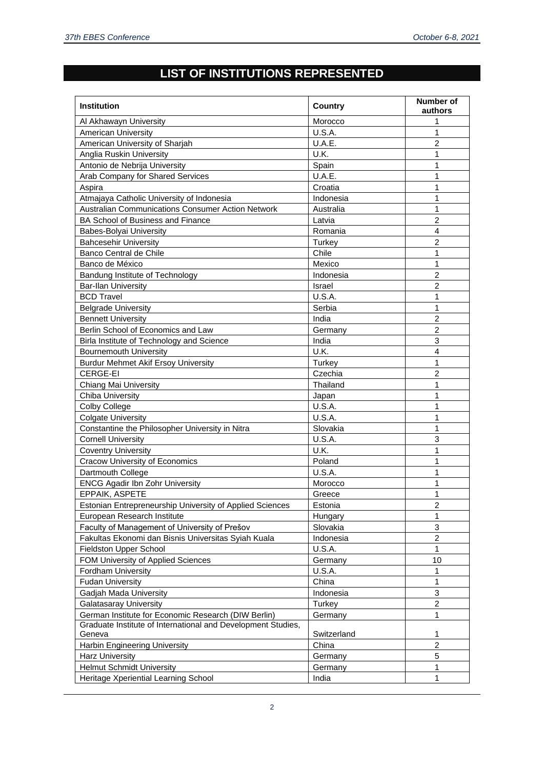# LIST OF INSTITUTIONS REPRESENTED

| Institution | Country | Number of authors |
|---|---|---|
| Al Akhawayn University | Morocco | 1 |
| American University | U.S.A. | 1 |
| American University of Sharjah | U.A.E. | 2 |
| Anglia Ruskin University | U.K. | 1 |
| Antonio de Nebrija University | Spain | 1 |
| Arab Company for Shared Services | U.A.E. | 1 |
| Aspira | Croatia | 1 |
| Atmajaya Catholic University of Indonesia | Indonesia | 1 |
| Australian Communications Consumer Action Network | Australia | 1 |
| BA School of Business and Finance | Latvia | 2 |
| Babes-Bolyai University | Romania | 4 |
| Bahcesehir University | Turkey | 2 |
| Banco Central de Chile | Chile | 1 |
| Banco de México | Mexico | 1 |
| Bandung Institute of Technology | Indonesia | 2 |
| Bar-Ilan University | Israel | 2 |
| BCD Travel | U.S.A. | 1 |
| Belgrade University | Serbia | 1 |
| Bennett University | India | 2 |
| Berlin School of Economics and Law | Germany | 2 |
| Birla Institute of Technology and Science | India | 3 |
| Bournemouth University | U.K. | 4 |
| Burdur Mehmet Akif Ersoy University | Turkey | 1 |
| CERGE-EI | Czechia | 2 |
| Chiang Mai University | Thailand | 1 |
| Chiba University | Japan | 1 |
| Colby College | U.S.A. | 1 |
| Colgate University | U.S.A. | 1 |
| Constantine the Philosopher University in Nitra | Slovakia | 1 |
| Cornell University | U.S.A. | 3 |
| Coventry University | U.K. | 1 |
| Cracow University of Economics | Poland | 1 |
| Dartmouth College | U.S.A. | 1 |
| ENCG Agadir Ibn Zohr University | Morocco | 1 |
| EPPAIK, ASPETE | Greece | 1 |
| Estonian Entrepreneurship University of Applied Sciences | Estonia | 2 |
| European Research Institute | Hungary | 1 |
| Faculty of Management of University of Prešov | Slovakia | 3 |
| Fakultas Ekonomi dan Bisnis Universitas Syiah Kuala | Indonesia | 2 |
| Fieldston Upper School | U.S.A. | 1 |
| FOM University of Applied Sciences | Germany | 10 |
| Fordham University | U.S.A. | 1 |
| Fudan University | China | 1 |
| Gadjah Mada University | Indonesia | 3 |
| Galatasaray University | Turkey | 2 |
| German Institute for Economic Research (DIW Berlin) | Germany | 1 |
| Graduate Institute of International and Development Studies, Geneva | Switzerland | 1 |
| Harbin Engineering University | China | 2 |
| Harz University | Germany | 5 |
| Helmut Schmidt University | Germany | 1 |
| Heritage Xperiential Learning School | India | 1 |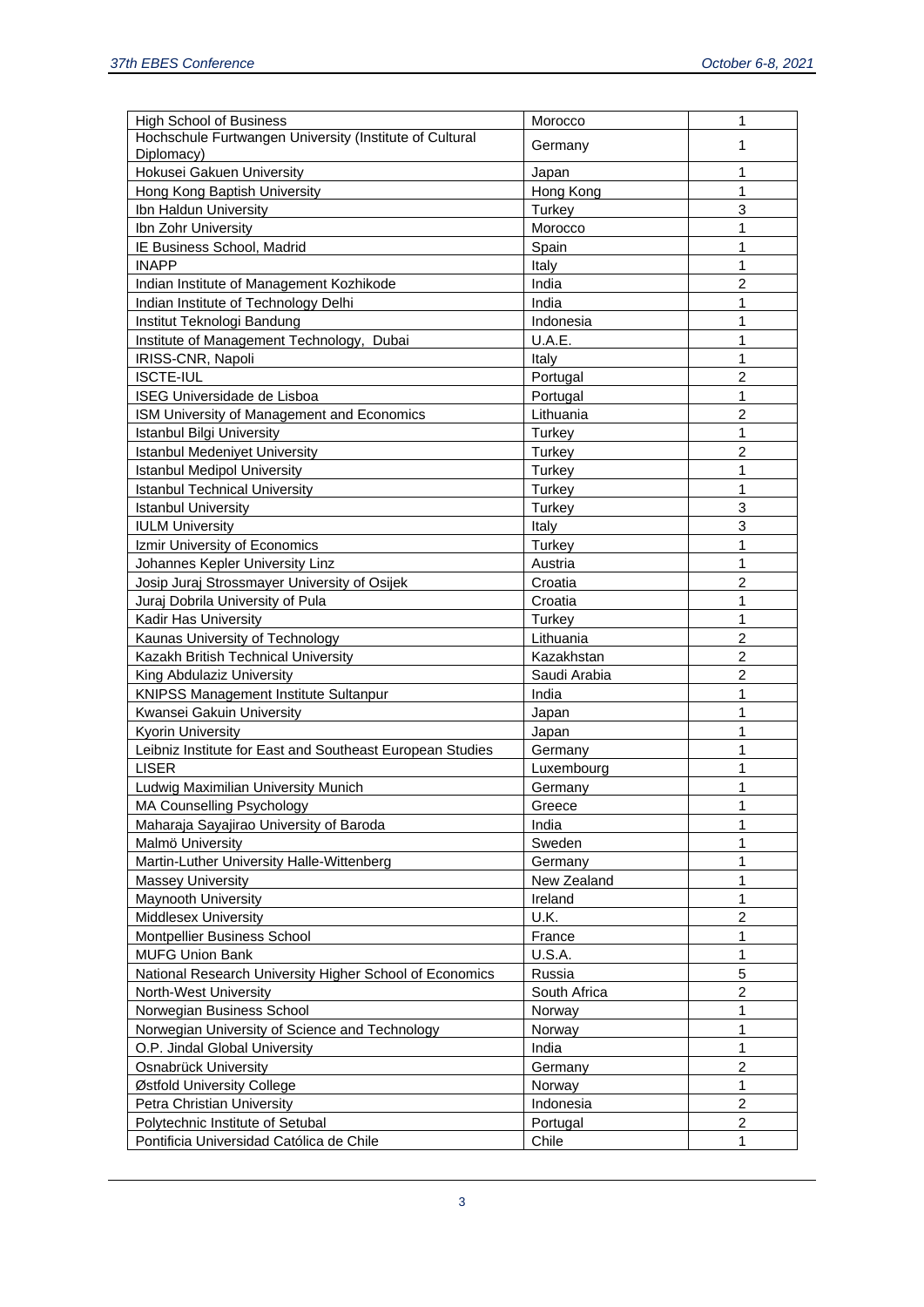| High School of Business | Morocco | 1 |
|---|---|---|
| Hochschule Furtwangen University (Institute of Cultural Diplomacy) | Germany | 1 |
| Hokusei Gakuen University | Japan | 1 |
| Hong Kong Baptish University | Hong Kong | 1 |
| Ibn Haldun University | Turkey | 3 |
| Ibn Zohr University | Morocco | 1 |
| IE Business School, Madrid | Spain | 1 |
| INAPP | Italy | 1 |
| Indian Institute of Management Kozhikode | India | 2 |
| Indian Institute of Technology Delhi | India | 1 |
| Institut Teknologi Bandung | Indonesia | 1 |
| Institute of Management Technology, Dubai | U.A.E. | 1 |
| IRISS-CNR, Napoli | Italy | 1 |
| ISCTE-IUL | Portugal | 2 |
| ISEG Universidade de Lisboa | Portugal | 1 |
| ISM University of Management and Economics | Lithuania | 2 |
| Istanbul Bilgi University | Turkey | 1 |
| Istanbul Medeniyet University | Turkey | 2 |
| Istanbul Medipol University | Turkey | 1 |
| Istanbul Technical University | Turkey | 1 |
| Istanbul University | Turkey | 3 |
| IULM University | Italy | 3 |
| Izmir University of Economics | Turkey | 1 |
| Johannes Kepler University Linz | Austria | 1 |
| Josip Juraj Strossmayer University of Osijek | Croatia | 2 |
| Juraj Dobrila University of Pula | Croatia | 1 |
| Kadir Has University | Turkey | 1 |
| Kaunas University of Technology | Lithuania | 2 |
| Kazakh British Technical University | Kazakhstan | 2 |
| King Abdulaziz University | Saudi Arabia | 2 |
| KNIPSS Management Institute Sultanpur | India | 1 |
| Kwansei Gakuin University | Japan | 1 |
| Kyorin University | Japan | 1 |
| Leibniz Institute for East and Southeast European Studies | Germany | 1 |
| LISER | Luxembourg | 1 |
| Ludwig Maximilian University Munich | Germany | 1 |
| MA Counselling Psychology | Greece | 1 |
| Maharaja Sayajirao University of Baroda | India | 1 |
| Malmö University | Sweden | 1 |
| Martin-Luther University Halle-Wittenberg | Germany | 1 |
| Massey University | New Zealand | 1 |
| Maynooth University | Ireland | 1 |
| Middlesex University | U.K. | 2 |
| Montpellier Business School | France | 1 |
| MUFG Union Bank | U.S.A. | 1 |
| National Research University Higher School of Economics | Russia | 5 |
| North-West University | South Africa | 2 |
| Norwegian Business School | Norway | 1 |
| Norwegian University of Science and Technology | Norway | 1 |
| O.P. Jindal Global University | India | 1 |
| Osnabrück University | Germany | 2 |
| Østfold University College | Norway | 1 |
| Petra Christian University | Indonesia | 2 |
| Polytechnic Institute of Setubal | Portugal | 2 |
| Pontificia Universidad Católica de Chile | Chile | 1 |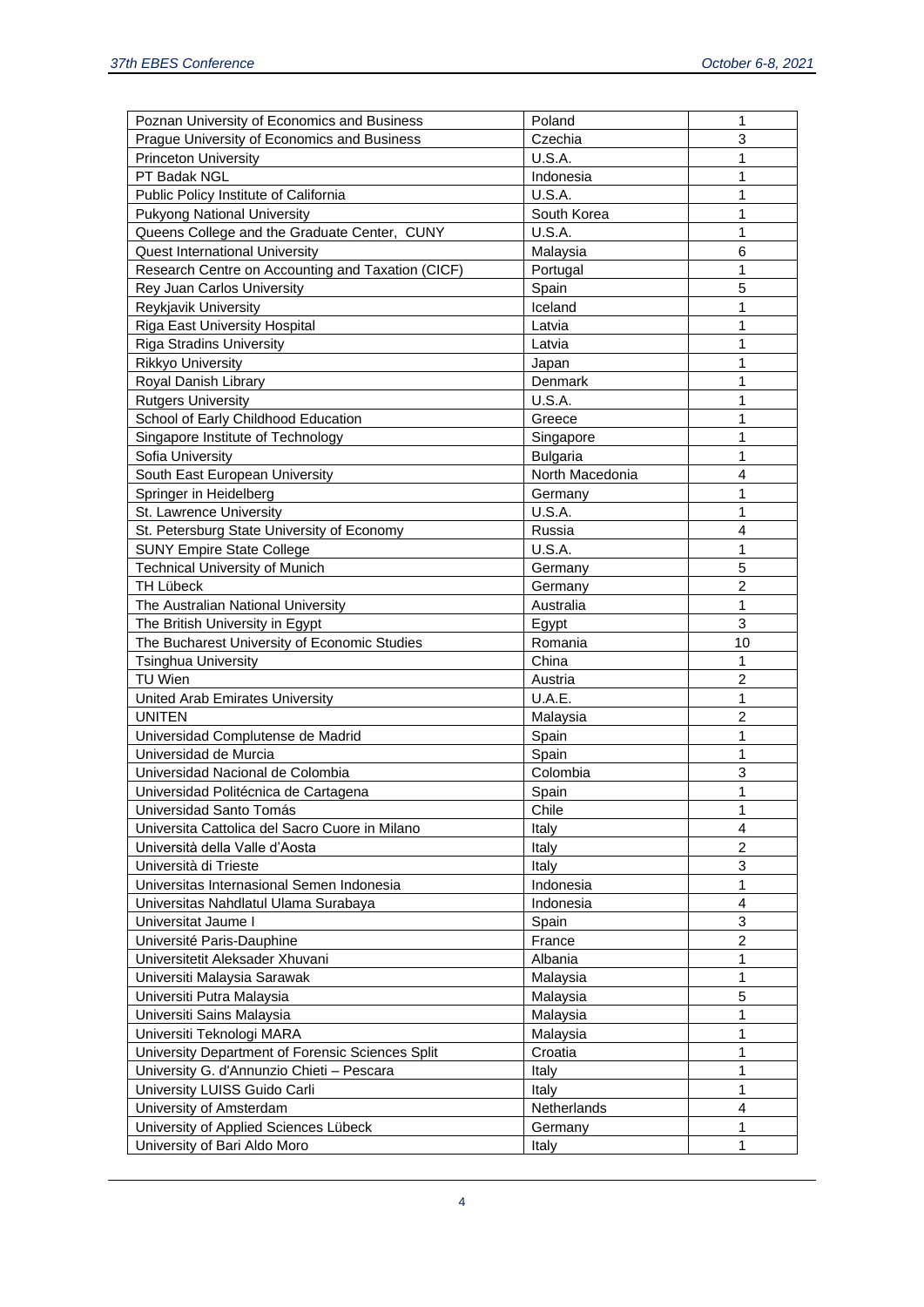| Poznan University of Economics and Business | Poland | 1 |
|---|---|---|
| Prague University of Economics and Business | Czechia | 3 |
| Princeton University | U.S.A. | 1 |
| PT Badak NGL | Indonesia | 1 |
| Public Policy Institute of California | U.S.A. | 1 |
| Pukyong National University | South Korea | 1 |
| Queens College and the Graduate Center, CUNY | U.S.A. | 1 |
| Quest International University | Malaysia | 6 |
| Research Centre on Accounting and Taxation (CICF) | Portugal | 1 |
| Rey Juan Carlos University | Spain | 5 |
| Reykjavik University | Iceland | 1 |
| Riga East University Hospital | Latvia | 1 |
| Riga Stradins University | Latvia | 1 |
| Rikkyo University | Japan | 1 |
| Royal Danish Library | Denmark | 1 |
| Rutgers University | U.S.A. | 1 |
| School of Early Childhood Education | Greece | 1 |
| Singapore Institute of Technology | Singapore | 1 |
| Sofia University | Bulgaria | 1 |
| South East European University | North Macedonia | 4 |
| Springer in Heidelberg | Germany | 1 |
| St. Lawrence University | U.S.A. | 1 |
| St. Petersburg State University of Economy | Russia | 4 |
| SUNY Empire State College | U.S.A. | 1 |
| Technical University of Munich | Germany | 5 |
| TH Lübeck | Germany | 2 |
| The Australian National University | Australia | 1 |
| The British University in Egypt | Egypt | 3 |
| The Bucharest University of Economic Studies | Romania | 10 |
| Tsinghua University | China | 1 |
| TU Wien | Austria | 2 |
| United Arab Emirates University | U.A.E. | 1 |
| UNITEN | Malaysia | 2 |
| Universidad Complutense de Madrid | Spain | 1 |
| Universidad de Murcia | Spain | 1 |
| Universidad Nacional de Colombia | Colombia | 3 |
| Universidad Politécnica de Cartagena | Spain | 1 |
| Universidad Santo Tomás | Chile | 1 |
| Universita Cattolica del Sacro Cuore in Milano | Italy | 4 |
| Università della Valle d'Aosta | Italy | 2 |
| Università di Trieste | Italy | 3 |
| Universitas Internasional Semen Indonesia | Indonesia | 1 |
| Universitas Nahdlatul Ulama Surabaya | Indonesia | 4 |
| Universitat Jaume I | Spain | 3 |
| Université Paris-Dauphine | France | 2 |
| Universitetit Aleksader Xhuvani | Albania | 1 |
| Universiti Malaysia Sarawak | Malaysia | 1 |
| Universiti Putra Malaysia | Malaysia | 5 |
| Universiti Sains Malaysia | Malaysia | 1 |
| Universiti Teknologi MARA | Malaysia | 1 |
| University Department of Forensic Sciences Split | Croatia | 1 |
| University G. d'Annunzio Chieti – Pescara | Italy | 1 |
| University LUISS Guido Carli | Italy | 1 |
| University of Amsterdam | Netherlands | 4 |
| University of Applied Sciences Lübeck | Germany | 1 |
| University of Bari Aldo Moro | Italy | 1 |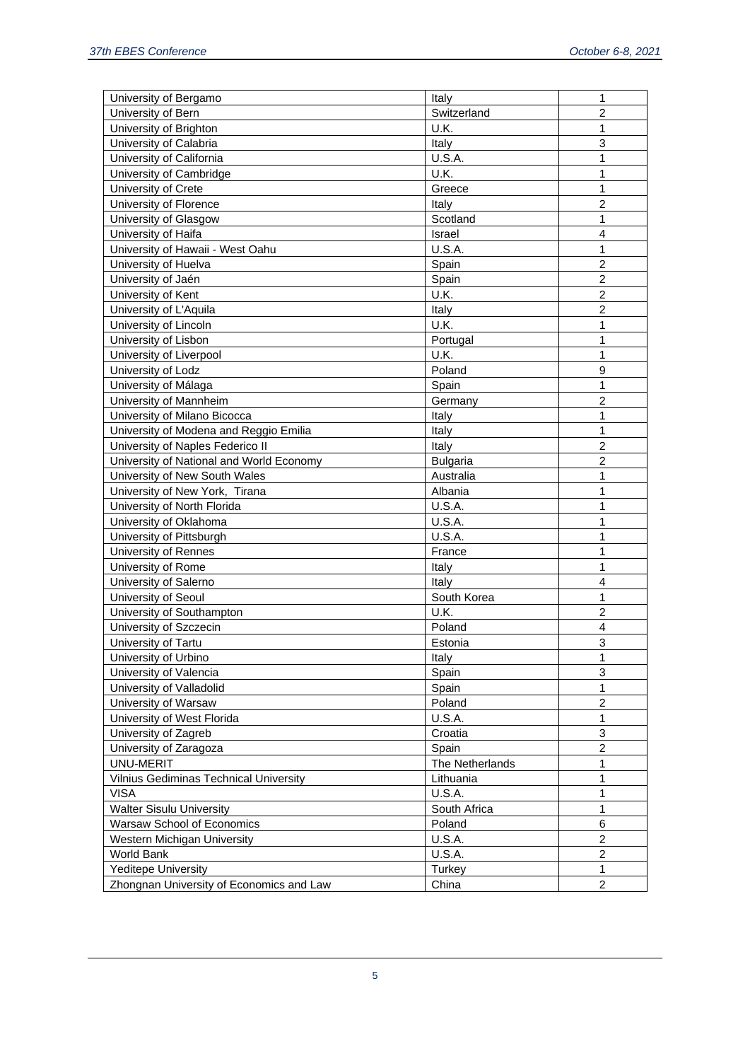| University of Bergamo | Italy | 1 |
|---|---|---|
| University of Bern | Switzerland | 2 |
| University of Brighton | U.K. | 1 |
| University of Calabria | Italy | 3 |
| University of California | U.S.A. | 1 |
| University of Cambridge | U.K. | 1 |
| University of Crete | Greece | 1 |
| University of Florence | Italy | 2 |
| University of Glasgow | Scotland | 1 |
| University of Haifa | Israel | 4 |
| University of Hawaii - West Oahu | U.S.A. | 1 |
| University of Huelva | Spain | 2 |
| University of Jaén | Spain | 2 |
| University of Kent | U.K. | 2 |
| University of L'Aquila | Italy | 2 |
| University of Lincoln | U.K. | 1 |
| University of Lisbon | Portugal | 1 |
| University of Liverpool | U.K. | 1 |
| University of Lodz | Poland | 9 |
| University of Málaga | Spain | 1 |
| University of Mannheim | Germany | 2 |
| University of Milano Bicocca | Italy | 1 |
| University of Modena and Reggio Emilia | Italy | 1 |
| University of Naples Federico II | Italy | 2 |
| University of National and World Economy | Bulgaria | 2 |
| University of New South Wales | Australia | 1 |
| University of New York, Tirana | Albania | 1 |
| University of North Florida | U.S.A. | 1 |
| University of Oklahoma | U.S.A. | 1 |
| University of Pittsburgh | U.S.A. | 1 |
| University of Rennes | France | 1 |
| University of Rome | Italy | 1 |
| University of Salerno | Italy | 4 |
| University of Seoul | South Korea | 1 |
| University of Southampton | U.K. | 2 |
| University of Szczecin | Poland | 4 |
| University of Tartu | Estonia | 3 |
| University of Urbino | Italy | 1 |
| University of Valencia | Spain | 3 |
| University of Valladolid | Spain | 1 |
| University of Warsaw | Poland | 2 |
| University of West Florida | U.S.A. | 1 |
| University of Zagreb | Croatia | 3 |
| University of Zaragoza | Spain | 2 |
| UNU-MERIT | The Netherlands | 1 |
| Vilnius Gediminas Technical University | Lithuania | 1 |
| VISA | U.S.A. | 1 |
| Walter Sisulu University | South Africa | 1 |
| Warsaw School of Economics | Poland | 6 |
| Western Michigan University | U.S.A. | 2 |
| World Bank | U.S.A. | 2 |
| Yeditepe University | Turkey | 1 |
| Zhongnan University of Economics and Law | China | 2 |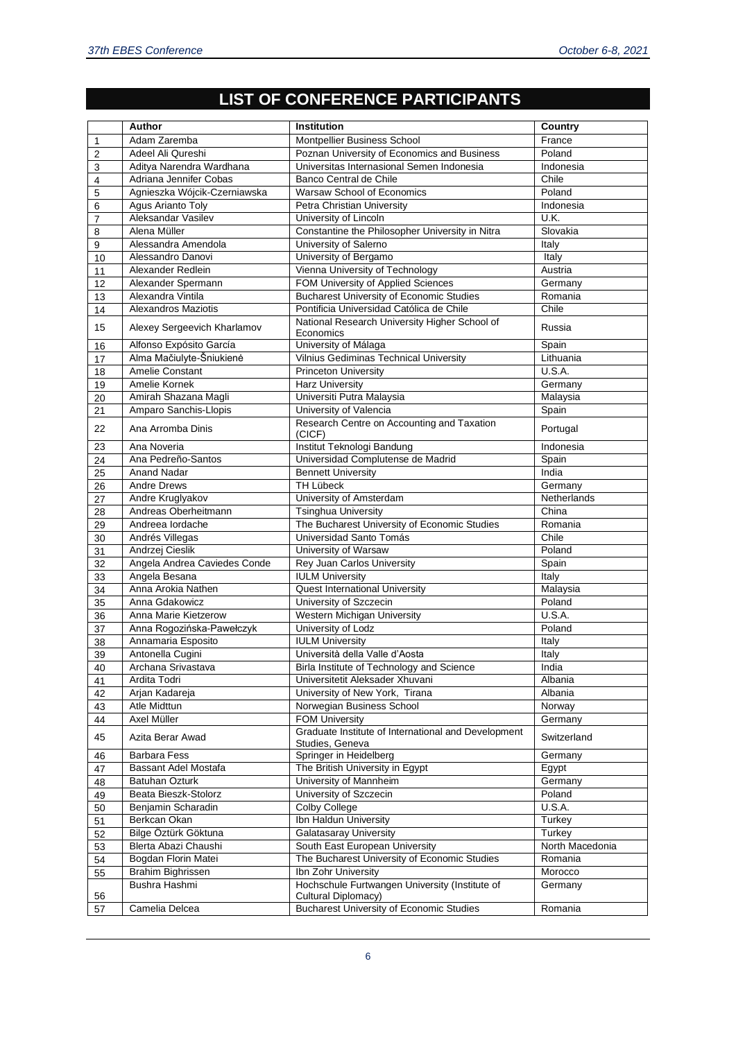# LIST OF CONFERENCE PARTICIPANTS

| | Author | Institution | Country |
|---|---|---|---|
| 1 | Adam Zaremba | Montpellier Business School | France |
| 2 | Adeel Ali Qureshi | Poznan University of Economics and Business | Poland |
| 3 | Aditya Narendra Wardhana | Universitas Internasional Semen Indonesia | Indonesia |
| 4 | Adriana Jennifer Cobas | Banco Central de Chile | Chile |
| 5 | Agnieszka Wójcik-Czerniawska | Warsaw School of Economics | Poland |
| 6 | Agus Arianto Toly | Petra Christian University | Indonesia |
| 7 | Aleksandar Vasilev | University of Lincoln | U.K. |
| 8 | Alena Müller | Constantine the Philosopher University in Nitra | Slovakia |
| 9 | Alessandra Amendola | University of Salerno | Italy |
| 10 | Alessandro Danovi | University of Bergamo | Italy |
| 11 | Alexander Redlein | Vienna University of Technology | Austria |
| 12 | Alexander Spermann | FOM University of Applied Sciences | Germany |
| 13 | Alexandra Vintila | Bucharest University of Economic Studies | Romania |
| 14 | Alexandros Maziotis | Pontificia Universidad Católica de Chile | Chile |
| 15 | Alexey Sergeevich Kharlamov | National Research University Higher School of Economics | Russia |
| 16 | Alfonso Expósito García | University of Málaga | Spain |
| 17 | Alma Mačiulytė-Šniukienė | Vilnius Gediminas Technical University | Lithuania |
| 18 | Amelie Constant | Princeton University | U.S.A. |
| 19 | Amelie Kornek | Harz University | Germany |
| 20 | Amirah Shazana Magli | Universiti Putra Malaysia | Malaysia |
| 21 | Amparo Sanchis-Llopis | University of Valencia | Spain |
| 22 | Ana Arromba Dinis | Research Centre on Accounting and Taxation (CICF) | Portugal |
| 23 | Ana Noveria | Institut Teknologi Bandung | Indonesia |
| 24 | Ana Pedreño-Santos | Universidad Complutense de Madrid | Spain |
| 25 | Anand Nadar | Bennett University | India |
| 26 | Andre Drews | TH Lübeck | Germany |
| 27 | Andre Kruglyakov | University of Amsterdam | Netherlands |
| 28 | Andreas Oberheitmann | Tsinghua University | China |
| 29 | Andreea Iordache | The Bucharest University of Economic Studies | Romania |
| 30 | Andrés Villegas | Universidad Santo Tomás | Chile |
| 31 | Andrzej Cieslik | University of Warsaw | Poland |
| 32 | Angela Andrea Caviedes Conde | Rey Juan Carlos University | Spain |
| 33 | Angela Besana | IULM University | Italy |
| 34 | Anna Arokia Nathen | Quest International University | Malaysia |
| 35 | Anna Gdakowicz | University of Szczecin | Poland |
| 36 | Anna Marie Kietzerow | Western Michigan University | U.S.A. |
| 37 | Anna Rogozińska-Pawełczyk | University of Lodz | Poland |
| 38 | Annamaria Esposito | IULM University | Italy |
| 39 | Antonella Cugini | Università della Valle d'Aosta | Italy |
| 40 | Archana Srivastava | Birla Institute of Technology and Science | India |
| 41 | Ardita Todri | Universitetit Aleksader Xhuvani | Albania |
| 42 | Arjan Kadareja | University of New York, Tirana | Albania |
| 43 | Atle Midttun | Norwegian Business School | Norway |
| 44 | Axel Müller | FOM University | Germany |
| 45 | Azita Berar Awad | Graduate Institute of International and Development Studies, Geneva | Switzerland |
| 46 | Barbara Fess | Springer in Heidelberg | Germany |
| 47 | Bassant Adel Mostafa | The British University in Egypt | Egypt |
| 48 | Batuhan Ozturk | University of Mannheim | Germany |
| 49 | Beata Bieszk-Stolorz | University of Szczecin | Poland |
| 50 | Benjamin Scharadin | Colby College | U.S.A. |
| 51 | Berkcan Okan | Ibn Haldun University | Turkey |
| 52 | Bilge Öztürk Göktuna | Galatasaray University | Turkey |
| 53 | Blerta Abazi Chaushi | South East European University | North Macedonia |
| 54 | Bogdan Florin Matei | The Bucharest University of Economic Studies | Romania |
| 55 | Brahim Bighrissen | Ibn Zohr University | Morocco |
| 56 | Bushra Hashmi | Hochschule Furtwangen University (Institute of Cultural Diplomacy) | Germany |
| 57 | Camelia Delcea | Bucharest University of Economic Studies | Romania |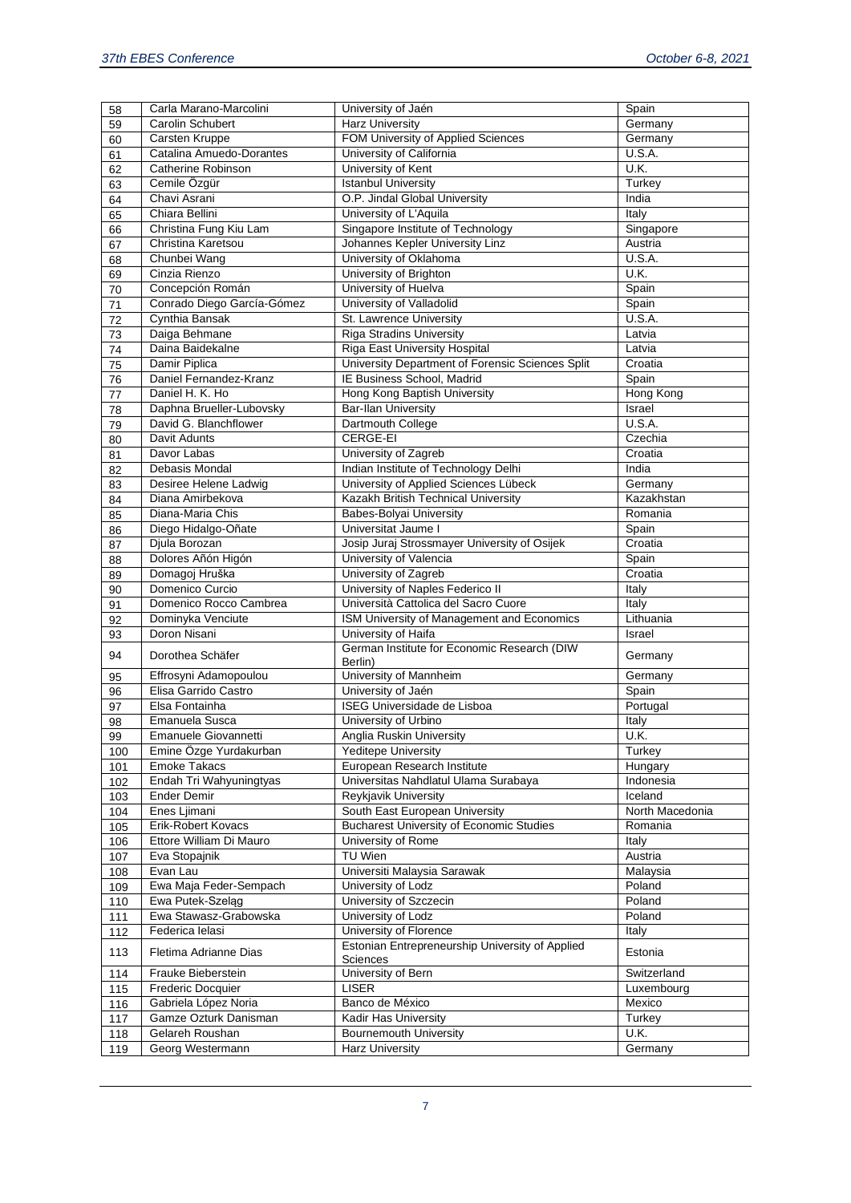| 58 | Carla Marano-Marcolini | University of Jaén | Spain |
|---|---|---|---|
| 59 | Carolin Schubert | Harz University | Germany |
| 60 | Carsten Kruppe | FOM University of Applied Sciences | Germany |
| 61 | Catalina Amuedo-Dorantes | University of California | U.S.A. |
| 62 | Catherine Robinson | University of Kent | U.K. |
| 63 | Cemile Özgür | Istanbul University | Turkey |
| 64 | Chavi Asrani | O.P. Jindal Global University | India |
| 65 | Chiara Bellini | University of L'Aquila | Italy |
| 66 | Christina Fung Kiu Lam | Singapore Institute of Technology | Singapore |
| 67 | Christina Karetsou | Johannes Kepler University Linz | Austria |
| 68 | Chunbei Wang | University of Oklahoma | U.S.A. |
| 69 | Cinzia Rienzo | University of Brighton | U.K. |
| 70 | Concepción Román | University of Huelva | Spain |
| 71 | Conrado Diego García-Gómez | University of Valladolid | Spain |
| 72 | Cynthia Bansak | St. Lawrence University | U.S.A. |
| 73 | Daiga Behmane | Riga Stradins University | Latvia |
| 74 | Daina Baidekalne | Riga East University Hospital | Latvia |
| 75 | Damir Piplica | University Department of Forensic Sciences Split | Croatia |
| 76 | Daniel Fernandez-Kranz | IE Business School, Madrid | Spain |
| 77 | Daniel H. K. Ho | Hong Kong Baptish University | Hong Kong |
| 78 | Daphna Brueller-Lubovsky | Bar-Ilan University | Israel |
| 79 | David G. Blanchflower | Dartmouth College | U.S.A. |
| 80 | Davit Adunts | CERGE-EI | Czechia |
| 81 | Davor Labas | University of Zagreb | Croatia |
| 82 | Debasis Mondal | Indian Institute of Technology Delhi | India |
| 83 | Desiree Helene Ladwig | University of Applied Sciences Lübeck | Germany |
| 84 | Diana Amirbekova | Kazakh British Technical University | Kazakhstan |
| 85 | Diana-Maria Chis | Babes-Bolyai University | Romania |
| 86 | Diego Hidalgo-Oñate | Universitat Jaume I | Spain |
| 87 | Djula Borozan | Josip Juraj Strossmayer University of Osijek | Croatia |
| 88 | Dolores Añón Higón | University of Valencia | Spain |
| 89 | Domagoj Hruška | University of Zagreb | Croatia |
| 90 | Domenico Curcio | University of Naples Federico II | Italy |
| 91 | Domenico Rocco Cambrea | Università Cattolica del Sacro Cuore | Italy |
| 92 | Dominyka Venciute | ISM University of Management and Economics | Lithuania |
| 93 | Doron Nisani | University of Haifa | Israel |
| 94 | Dorothea Schäfer | German Institute for Economic Research (DIW Berlin) | Germany |
| 95 | Effrosyni Adamopoulou | University of Mannheim | Germany |
| 96 | Elisa Garrido Castro | University of Jaén | Spain |
| 97 | Elsa Fontainha | ISEG Universidade de Lisboa | Portugal |
| 98 | Emanuela Susca | University of Urbino | Italy |
| 99 | Emanuele Giovannetti | Anglia Ruskin University | U.K. |
| 100 | Emine Özge Yurdakurban | Yeditepe University | Turkey |
| 101 | Emoke Takacs | European Research Institute | Hungary |
| 102 | Endah Tri Wahyuningtyas | Universitas Nahdlatul Ulama Surabaya | Indonesia |
| 103 | Ender Demir | Reykjavik University | Iceland |
| 104 | Enes Ljimani | South East European University | North Macedonia |
| 105 | Erik-Robert Kovacs | Bucharest University of Economic Studies | Romania |
| 106 | Ettore William Di Mauro | University of Rome | Italy |
| 107 | Eva Stopajnik | TU Wien | Austria |
| 108 | Evan Lau | Universiti Malaysia Sarawak | Malaysia |
| 109 | Ewa Maja Feder-Sempach | University of Lodz | Poland |
| 110 | Ewa Putek-Szeląg | University of Szczecin | Poland |
| 111 | Ewa Stawasz-Grabowska | University of Lodz | Poland |
| 112 | Federica Ielasi | University of Florence | Italy |
| 113 | Fletima Adrianne Dias | Estonian Entrepreneurship University of Applied Sciences | Estonia |
| 114 | Frauke Bieberstein | University of Bern | Switzerland |
| 115 | Frederic Docquier | LISER | Luxembourg |
| 116 | Gabriela López Noria | Banco de México | Mexico |
| 117 | Gamze Ozturk Danisman | Kadir Has University | Turkey |
| 118 | Gelareh Roushan | Bournemouth University | U.K. |
| 119 | Georg Westermann | Harz University | Germany |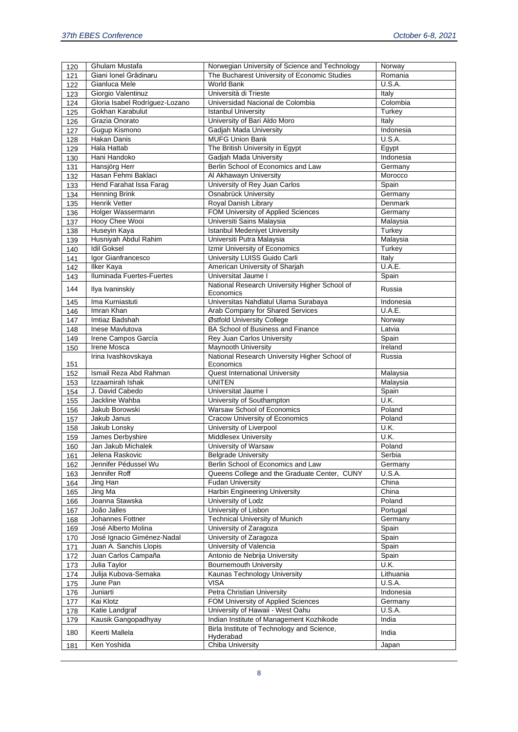| 120 | Ghulam Mustafa | Norwegian University of Science and Technology | Norway |
|---|---|---|---|
| 121 | Giani Ionel Grădinaru | The Bucharest University of Economic Studies | Romania |
| 122 | Gianluca Mele | World Bank | U.S.A. |
| 123 | Giorgio Valentinuz | Università di Trieste | Italy |
| 124 | Gloria Isabel Rodríguez-Lozano | Universidad Nacional de Colombia | Colombia |
| 125 | Gokhan Karabulut | Istanbul University | Turkey |
| 126 | Grazia Onorato | University of Bari Aldo Moro | Italy |
| 127 | Gugup Kismono | Gadjah Mada University | Indonesia |
| 128 | Hakan Danis | MUFG Union Bank | U.S.A. |
| 129 | Hala Hattab | The British University in Egypt | Egypt |
| 130 | Hani Handoko | Gadjah Mada University | Indonesia |
| 131 | Hansjörg Herr | Berlin School of Economics and Law | Germany |
| 132 | Hasan Fehmi Baklaci | Al Akhawayn University | Morocco |
| 133 | Hend Farahat Issa Farag | University of Rey Juan Carlos | Spain |
| 134 | Henning Brink | Osnabrück University | Germany |
| 135 | Henrik Vetter | Royal Danish Library | Denmark |
| 136 | Holger Wassermann | FOM University of Applied Sciences | Germany |
| 137 | Hooy Chee Wooi | Universiti Sains Malaysia | Malaysia |
| 138 | Huseyin Kaya | Istanbul Medeniyet University | Turkey |
| 139 | Husniyah Abdul Rahim | Universiti Putra Malaysia | Malaysia |
| 140 | Idil Goksel | Izmir University of Economics | Turkey |
| 141 | Igor Gianfrancesco | University LUISS Guido Carli | Italy |
| 142 | Ilker Kaya | American University of Sharjah | U.A.E. |
| 143 | Iluminada Fuertes-Fuertes | Universitat Jaume I | Spain |
| 144 | Ilya Ivaninskiy | National Research University Higher School of Economics | Russia |
| 145 | Ima Kurniastuti | Universitas Nahdlatul Ulama Surabaya | Indonesia |
| 146 | Imran Khan | Arab Company for Shared Services | U.A.E. |
| 147 | Imtiaz Badshah | Østfold University College | Norway |
| 148 | Inese Mavlutova | BA School of Business and Finance | Latvia |
| 149 | Irene Campos García | Rey Juan Carlos University | Spain |
| 150 | Irene Mosca | Maynooth University | Ireland |
| 151 | Irina Ivashkovskaya | National Research University Higher School of Economics | Russia |
| 152 | Ismail Reza Abd Rahman | Quest International University | Malaysia |
| 153 | Izzaamirah Ishak | UNITEN | Malaysia |
| 154 | J. David Cabedo | Universitat Jaume I | Spain |
| 155 | Jackline Wahba | University of Southampton | U.K. |
| 156 | Jakub Borowski | Warsaw School of Economics | Poland |
| 157 | Jakub Janus | Cracow University of Economics | Poland |
| 158 | Jakub Lonsky | University of Liverpool | U.K. |
| 159 | James Derbyshire | Middlesex University | U.K. |
| 160 | Jan Jakub Michalek | University of Warsaw | Poland |
| 161 | Jelena Raskovic | Belgrade University | Serbia |
| 162 | Jennifer Pédussel Wu | Berlin School of Economics and Law | Germany |
| 163 | Jennifer Roff | Queens College and the Graduate Center, CUNY | U.S.A. |
| 164 | Jing Han | Fudan University | China |
| 165 | Jing Ma | Harbin Engineering University | China |
| 166 | Joanna Stawska | University of Lodz | Poland |
| 167 | João Jalles | University of Lisbon | Portugal |
| 168 | Johannes Fottner | Technical University of Munich | Germany |
| 169 | José Alberto Molina | University of Zaragoza | Spain |
| 170 | José Ignacio Giménez-Nadal | University of Zaragoza | Spain |
| 171 | Juan A. Sanchis Llopis | University of Valencia | Spain |
| 172 | Juan Carlos Campaña | Antonio de Nebrija University | Spain |
| 173 | Julia Taylor | Bournemouth University | U.K. |
| 174 | Julija Kubova-Semaka | Kaunas Technology University | Lithuania |
| 175 | June Pan | VISA | U.S.A. |
| 176 | Juniarti | Petra Christian University | Indonesia |
| 177 | Kai Klotz | FOM University of Applied Sciences | Germany |
| 178 | Katie Landgraf | University of Hawaii - West Oahu | U.S.A. |
| 179 | Kausik Gangopadhyay | Indian Institute of Management Kozhikode | India |
| 180 | Keerti Mallela | Birla Institute of Technology and Science, Hyderabad | India |
| 181 | Ken Yoshida | Chiba University | Japan |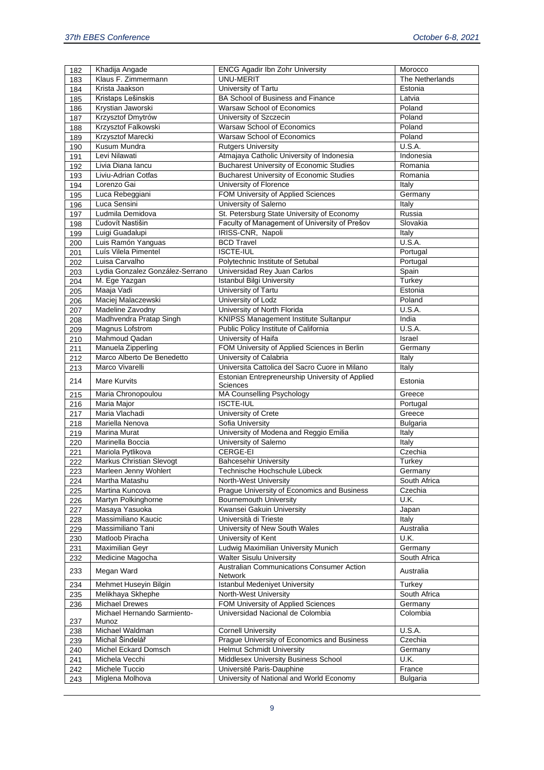| 182 | Khadija Angade | ENCG Agadir Ibn Zohr University | Morocco |
|---|---|---|---|
| 183 | Klaus F. Zimmermann | UNU-MERIT | The Netherlands |
| 184 | Krista Jaakson | University of Tartu | Estonia |
| 185 | Kristaps Lešinskis | BA School of Business and Finance | Latvia |
| 186 | Krystian Jaworski | Warsaw School of Economics | Poland |
| 187 | Krzysztof Dmytrów | University of Szczecin | Poland |
| 188 | Krzysztof Falkowski | Warsaw School of Economics | Poland |
| 189 | Krzysztof Marecki | Warsaw School of Economics | Poland |
| 190 | Kusum Mundra | Rutgers University | U.S.A. |
| 191 | Levi Nilawati | Atmajaya Catholic University of Indonesia | Indonesia |
| 192 | Livia Diana Iancu | Bucharest University of Economic Studies | Romania |
| 193 | Liviu-Adrian Cotfas | Bucharest University of Economic Studies | Romania |
| 194 | Lorenzo Gai | University of Florence | Italy |
| 195 | Luca Rebeggiani | FOM University of Applied Sciences | Germany |
| 196 | Luca Sensini | University of Salerno | Italy |
| 197 | Ludmila Demidova | St. Petersburg State University of Economy | Russia |
| 198 | Ľudovít Nastišin | Faculty of Management of University of Prešov | Slovakia |
| 199 | Luigi Guadalupi | IRISS-CNR, Napoli | Italy |
| 200 | Luis Ramón Yanguas | BCD Travel | U.S.A. |
| 201 | Luís Vilela Pimentel | ISCTE-IUL | Portugal |
| 202 | Luisa Carvalho | Polytechnic Institute of Setubal | Portugal |
| 203 | Lydia Gonzalez González-Serrano | Universidad Rey Juan Carlos | Spain |
| 204 | M. Ege Yazgan | Istanbul Bilgi University | Turkey |
| 205 | Maaja Vadi | University of Tartu | Estonia |
| 206 | Maciej Malaczewski | University of Lodz | Poland |
| 207 | Madeline Zavodny | University of North Florida | U.S.A. |
| 208 | Madhvendra Pratap Singh | KNIPSS Management Institute Sultanpur | India |
| 209 | Magnus Lofstrom | Public Policy Institute of California | U.S.A. |
| 210 | Mahmoud Qadan | University of Haifa | Israel |
| 211 | Manuela Zipperling | FOM University of Applied Sciences in Berlin | Germany |
| 212 | Marco Alberto De Benedetto | University of Calabria | Italy |
| 213 | Marco Vivarelli | Universita Cattolica del Sacro Cuore in Milano | Italy |
| 214 | Mare Kurvits | Estonian Entrepreneurship University of Applied Sciences | Estonia |
| 215 | Maria Chronopoulou | MA Counselling Psychology | Greece |
| 216 | Maria Major | ISCTE-IUL | Portugal |
| 217 | Maria Vlachadi | University of Crete | Greece |
| 218 | Mariella Nenova | Sofia University | Bulgaria |
| 219 | Marina Murat | University of Modena and Reggio Emilia | Italy |
| 220 | Marinella Boccia | University of Salerno | Italy |
| 221 | Mariola Pytlikova | CERGE-EI | Czechia |
| 222 | Markus Christian Slevogt | Bahcesehir University | Turkey |
| 223 | Marleen Jenny Wohlert | Technische Hochschule Lübeck | Germany |
| 224 | Martha Matashu | North-West University | South Africa |
| 225 | Martina Kuncova | Prague University of Economics and Business | Czechia |
| 226 | Martyn Polkinghorne | Bournemouth University | U.K. |
| 227 | Masaya Yasuoka | Kwansei Gakuin University | Japan |
| 228 | Massimiliano Kaucic | Università di Trieste | Italy |
| 229 | Massimiliano Tani | University of New South Wales | Australia |
| 230 | Matloob Piracha | University of Kent | U.K. |
| 231 | Maximilian Geyr | Ludwig Maximilian University Munich | Germany |
| 232 | Medicine Magocha | Walter Sisulu University | South Africa |
| 233 | Megan Ward | Australian Communications Consumer Action Network | Australia |
| 234 | Mehmet Huseyin Bilgin | Istanbul Medeniyet University | Turkey |
| 235 | Melikhaya Skhephe | North-West University | South Africa |
| 236 | Michael Drewes | FOM University of Applied Sciences | Germany |
| 237 | Michael Hernando Sarmiento-Munoz | Universidad Nacional de Colombia | Colombia |
| 238 | Michael Waldman | Cornell University | U.S.A. |
| 239 | Michal Šindelář | Prague University of Economics and Business | Czechia |
| 240 | Michel Eckard Domsch | Helmut Schmidt University | Germany |
| 241 | Michela Vecchi | Middlesex University Business School | U.K. |
| 242 | Michele Tuccio | Université Paris-Dauphine | France |
| 243 | Miglena Molhova | University of National and World Economy | Bulgaria |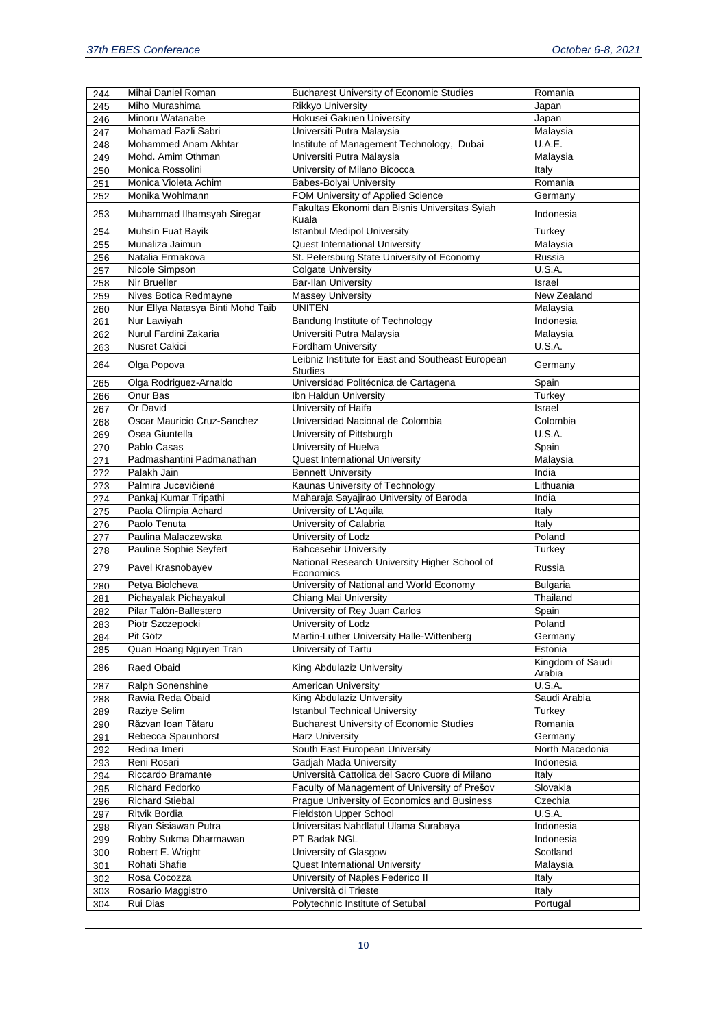| 244 | Mihai Daniel Roman | Bucharest University of Economic Studies | Romania |
|---|---|---|---|
| 245 | Miho Murashima | Rikkyo University | Japan |
| 246 | Minoru Watanabe | Hokusei Gakuen University | Japan |
| 247 | Mohamad Fazli Sabri | Universiti Putra Malaysia | Malaysia |
| 248 | Mohammed Anam Akhtar | Institute of Management Technology, Dubai | U.A.E. |
| 249 | Mohd. Amim Othman | Universiti Putra Malaysia | Malaysia |
| 250 | Monica Rossolini | University of Milano Bicocca | Italy |
| 251 | Monica Violeta Achim | Babes-Bolyai University | Romania |
| 252 | Monika Wohlmann | FOM University of Applied Science | Germany |
| 253 | Muhammad Ilhamsyah Siregar | Fakultas Ekonomi dan Bisnis Universitas Syiah Kuala | Indonesia |
| 254 | Muhsin Fuat Bayik | Istanbul Medipol University | Turkey |
| 255 | Munaliza Jaimun | Quest International University | Malaysia |
| 256 | Natalia Ermakova | St. Petersburg State University of Economy | Russia |
| 257 | Nicole Simpson | Colgate University | U.S.A. |
| 258 | Nir Brueller | Bar-Ilan University | Israel |
| 259 | Nives Botica Redmayne | Massey University | New Zealand |
| 260 | Nur Ellya Natasya Binti Mohd Taib | UNITEN | Malaysia |
| 261 | Nur Lawiyah | Bandung Institute of Technology | Indonesia |
| 262 | Nurul Fardini Zakaria | Universiti Putra Malaysia | Malaysia |
| 263 | Nusret Cakici | Fordham University | U.S.A. |
| 264 | Olga Popova | Leibniz Institute for East and Southeast European Studies | Germany |
| 265 | Olga Rodriguez-Arnaldo | Universidad Politécnica de Cartagena | Spain |
| 266 | Onur Bas | Ibn Haldun University | Turkey |
| 267 | Or David | University of Haifa | Israel |
| 268 | Oscar Mauricio Cruz-Sanchez | Universidad Nacional de Colombia | Colombia |
| 269 | Osea Giuntella | University of Pittsburgh | U.S.A. |
| 270 | Pablo Casas | University of Huelva | Spain |
| 271 | Padmashantini Padmanathan | Quest International University | Malaysia |
| 272 | Palakh Jain | Bennett University | India |
| 273 | Palmira Jucevičienė | Kaunas University of Technology | Lithuania |
| 274 | Pankaj Kumar Tripathi | Maharaja Sayajirao University of Baroda | India |
| 275 | Paola Olimpia Achard | University of L'Aquila | Italy |
| 276 | Paolo Tenuta | University of Calabria | Italy |
| 277 | Paulina Malaczewska | University of Lodz | Poland |
| 278 | Pauline Sophie Seyfert | Bahcesehir University | Turkey |
| 279 | Pavel Krasnobayev | National Research University Higher School of Economics | Russia |
| 280 | Petya Biolcheva | University of National and World Economy | Bulgaria |
| 281 | Pichayalak Pichayakul | Chiang Mai University | Thailand |
| 282 | Pilar Talón-Ballestero | University of Rey Juan Carlos | Spain |
| 283 | Piotr Szczepocki | University of Lodz | Poland |
| 284 | Pit Götz | Martin-Luther University Halle-Wittenberg | Germany |
| 285 | Quan Hoang Nguyen Tran | University of Tartu | Estonia |
| 286 | Raed Obaid | King Abdulaziz University | Kingdom of Saudi Arabia |
| 287 | Ralph Sonenshine | American University | U.S.A. |
| 288 | Rawia Reda Obaid | King Abdulaziz University | Saudi Arabia |
| 289 | Raziye Selim | Istanbul Technical University | Turkey |
| 290 | Răzvan Ioan Tătaru | Bucharest University of Economic Studies | Romania |
| 291 | Rebecca Spaunhorst | Harz University | Germany |
| 292 | Redina Imeri | South East European University | North Macedonia |
| 293 | Reni Rosari | Gadjah Mada University | Indonesia |
| 294 | Riccardo Bramante | Università Cattolica del Sacro Cuore di Milano | Italy |
| 295 | Richard Fedorko | Faculty of Management of University of Prešov | Slovakia |
| 296 | Richard Stiebal | Prague University of Economics and Business | Czechia |
| 297 | Ritvik Bordia | Fieldston Upper School | U.S.A. |
| 298 | Riyan Sisiawan Putra | Universitas Nahdlatul Ulama Surabaya | Indonesia |
| 299 | Robby Sukma Dharmawan | PT Badak NGL | Indonesia |
| 300 | Robert E. Wright | University of Glasgow | Scotland |
| 301 | Rohati Shafie | Quest International University | Malaysia |
| 302 | Rosa Cocozza | University of Naples Federico II | Italy |
| 303 | Rosario Maggistro | Università di Trieste | Italy |
| 304 | Rui Dias | Polytechnic Institute of Setubal | Portugal |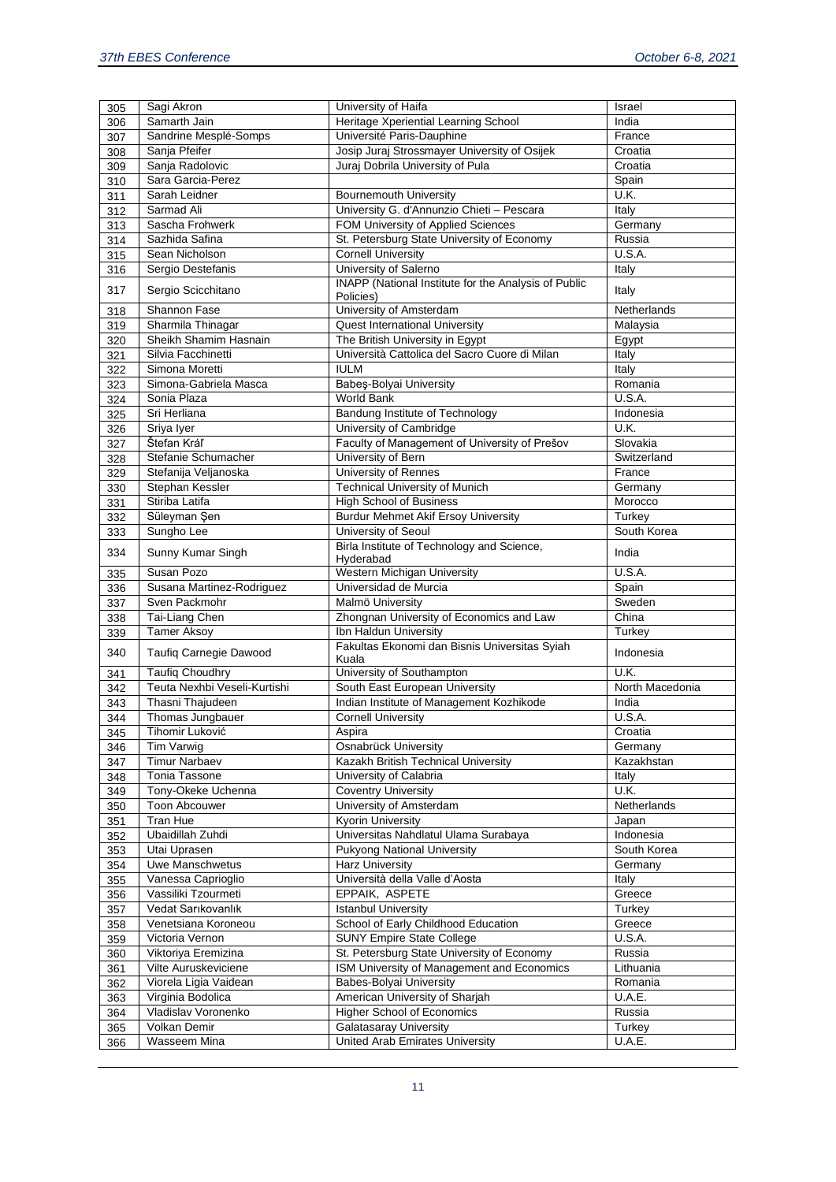| 305 | Sagi Akron | University of Haifa | Israel |
|---|---|---|---|
| 306 | Samarth Jain | Heritage Xperiential Learning School | India |
| 307 | Sandrine Mesplé-Somps | Université Paris-Dauphine | France |
| 308 | Sanja Pfeifer | Josip Juraj Strossmayer University of Osijek | Croatia |
| 309 | Sanja Radolovic | Juraj Dobrila University of Pula | Croatia |
| 310 | Sara Garcia-Perez | | Spain |
| 311 | Sarah Leidner | Bournemouth University | U.K. |
| 312 | Sarmad Ali | University G. d'Annunzio Chieti – Pescara | Italy |
| 313 | Sascha Frohwerk | FOM University of Applied Sciences | Germany |
| 314 | Sazhida Safina | St. Petersburg State University of Economy | Russia |
| 315 | Sean Nicholson | Cornell University | U.S.A. |
| 316 | Sergio Destefanis | University of Salerno | Italy |
| 317 | Sergio Scicchitano | INAPP (National Institute for the Analysis of Public Policies) | Italy |
| 318 | Shannon Fase | University of Amsterdam | Netherlands |
| 319 | Sharmila Thinagar | Quest International University | Malaysia |
| 320 | Sheikh Shamim Hasnain | The British University in Egypt | Egypt |
| 321 | Silvia Facchinetti | Università Cattolica del Sacro Cuore di Milan | Italy |
| 322 | Simona Moretti | IULM | Italy |
| 323 | Simona-Gabriela Masca | Babeş-Bolyai University | Romania |
| 324 | Sonia Plaza | World Bank | U.S.A. |
| 325 | Sri Herliana | Bandung Institute of Technology | Indonesia |
| 326 | Sriya Iyer | University of Cambridge | U.K. |
| 327 | Štefan Kráľ | Faculty of Management of University of Prešov | Slovakia |
| 328 | Stefanie Schumacher | University of Bern | Switzerland |
| 329 | Stefanija Veljanoska | University of Rennes | France |
| 330 | Stephan Kessler | Technical University of Munich | Germany |
| 331 | Stiriba Latifa | High School of Business | Morocco |
| 332 | Süleyman Şen | Burdur Mehmet Akif Ersoy University | Turkey |
| 333 | Sungho Lee | University of Seoul | South Korea |
| 334 | Sunny Kumar Singh | Birla Institute of Technology and Science, Hyderabad | India |
| 335 | Susan Pozo | Western Michigan University | U.S.A. |
| 336 | Susana Martinez-Rodriguez | Universidad de Murcia | Spain |
| 337 | Sven Packmohr | Malmö University | Sweden |
| 338 | Tai-Liang Chen | Zhongnan University of Economics and Law | China |
| 339 | Tamer Aksoy | Ibn Haldun University | Turkey |
| 340 | Taufiq Carnegie Dawood | Fakultas Ekonomi dan Bisnis Universitas Syiah Kuala | Indonesia |
| 341 | Taufiq Choudhry | University of Southampton | U.K. |
| 342 | Teuta Nexhbi Veseli-Kurtishi | South East European University | North Macedonia |
| 343 | Thasni Thajudeen | Indian Institute of Management Kozhikode | India |
| 344 | Thomas Jungbauer | Cornell University | U.S.A. |
| 345 | Tihomir Luković | Aspira | Croatia |
| 346 | Tim Varwig | Osnabrück University | Germany |
| 347 | Timur Narbaev | Kazakh British Technical University | Kazakhstan |
| 348 | Tonia Tassone | University of Calabria | Italy |
| 349 | Tony-Okeke Uchenna | Coventry University | U.K. |
| 350 | Toon Abcouwer | University of Amsterdam | Netherlands |
| 351 | Tran Hue | Kyorin University | Japan |
| 352 | Ubaidillah Zuhdi | Universitas Nahdlatul Ulama Surabaya | Indonesia |
| 353 | Utai Uprasen | Pukyong National University | South Korea |
| 354 | Uwe Manschwetus | Harz University | Germany |
| 355 | Vanessa Caprioglio | Università della Valle d'Aosta | Italy |
| 356 | Vassiliki Tzourmeti | EPPAIK, ASPETE | Greece |
| 357 | Vedat Sarıkovanlık | Istanbul University | Turkey |
| 358 | Venetsiana Koroneou | School of Early Childhood Education | Greece |
| 359 | Victoria Vernon | SUNY Empire State College | U.S.A. |
| 360 | Viktoriya Eremizina | St. Petersburg State University of Economy | Russia |
| 361 | Vilte Auruskeviciene | ISM University of Management and Economics | Lithuania |
| 362 | Viorela Ligia Vaidean | Babes-Bolyai University | Romania |
| 363 | Virginia Bodolica | American University of Sharjah | U.A.E. |
| 364 | Vladislav Voronenko | Higher School of Economics | Russia |
| 365 | Volkan Demir | Galatasaray University | Turkey |
| 366 | Wasseem Mina | United Arab Emirates University | U.A.E. |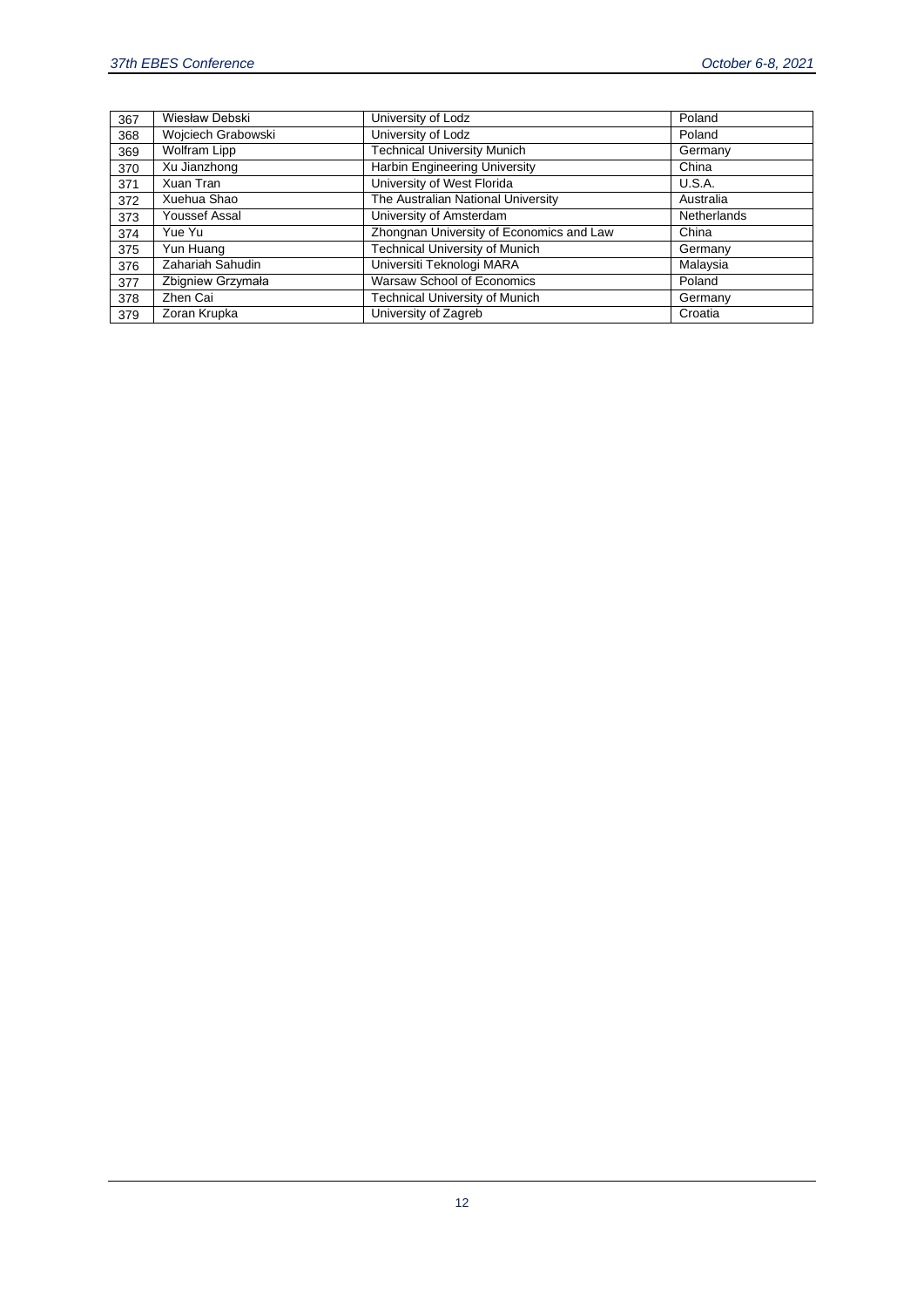| | | | |
|---|---|---|---|
| 367 | Wiesław Debski | University of Lodz | Poland |
| 368 | Wojciech Grabowski | University of Lodz | Poland |
| 369 | Wolfram Lipp | Technical University Munich | Germany |
| 370 | Xu Jianzhong | Harbin Engineering University | China |
| 371 | Xuan Tran | University of West Florida | U.S.A. |
| 372 | Xuehua Shao | The Australian National University | Australia |
| 373 | Youssef Assal | University of Amsterdam | Netherlands |
| 374 | Yue Yu | Zhongnan University of Economics and Law | China |
| 375 | Yun Huang | Technical University of Munich | Germany |
| 376 | Zahariah Sahudin | Universiti Teknologi MARA | Malaysia |
| 377 | Zbigniew Grzymała | Warsaw School of Economics | Poland |
| 378 | Zhen Cai | Technical University of Munich | Germany |
| 379 | Zoran Krupka | University of Zagreb | Croatia |